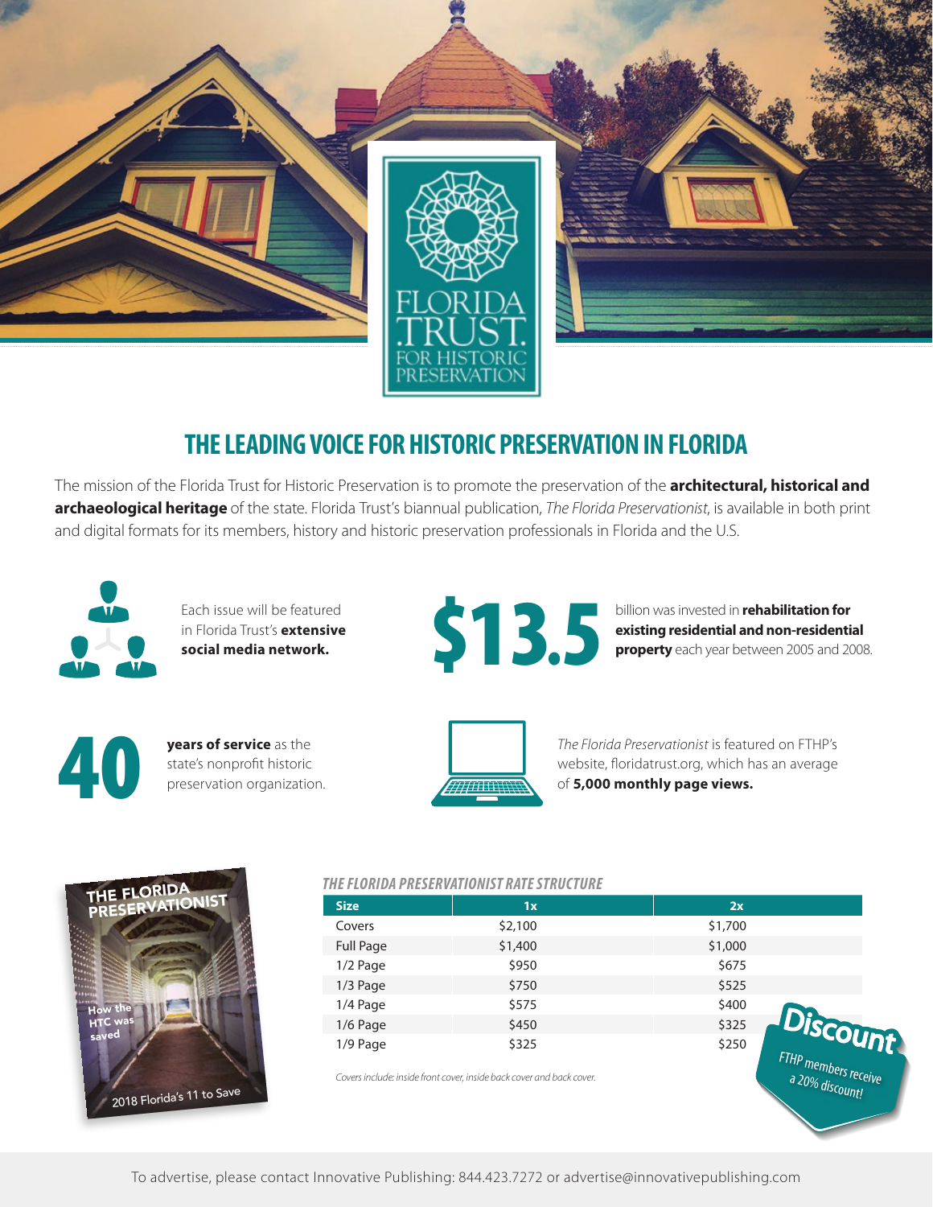FLORIDA .TRUST. FOR HISTORIC PRESERVATION

# THE LEADING VOICE FOR HISTORIC PRESERVATION IN FLORIDA

The mission of the Florida Trust for Historic Preservation is to promote the preservation of the **architectural, historical and archaeological heritage** of the state. Florida Trust's biannual publication, *The Florida Preservationist*, is available in both print and digital formats for its members, history and historic preservation professionals in Florida and the U.S.

Each issue will be featured in Florida Trust's **extensive social media network.**

**$13.5** billion was invested in **rehabilitation for existing residential and non-residential property** each year between 2005 and 2008.

**40 years of service** as the state's nonprofit historic preservation organization.

*The Florida Preservationist* is featured on FTHP's website, floridatrust.org, which has an average of **5,000 monthly page views.**

THE FLORIDA PRESERVATIONIST

How the HTC was saved

2018 Florida's 11 to Save

### *THE FLORIDA PRESERVATIONIST RATE STRUCTURE*

| Size | 1x | 2x |
|---|---|---|
| Covers | $2,100 | $1,700 |
| Full Page | $1,400 | $1,000 |
| 1/2 Page | $950 | $675 |
| 1/3 Page | $750 | $525 |
| 1/4 Page | $575 | $400 |
| 1/6 Page | $450 | $325 |
| 1/9 Page | $325 | $250 |

*Covers include: inside front cover, inside back cover and back cover.*

**Discount**

*FTHP members receive a 20% discount!*

To advertise, please contact Innovative Publishing: 844.423.7272 or advertise@innovativepublishing.com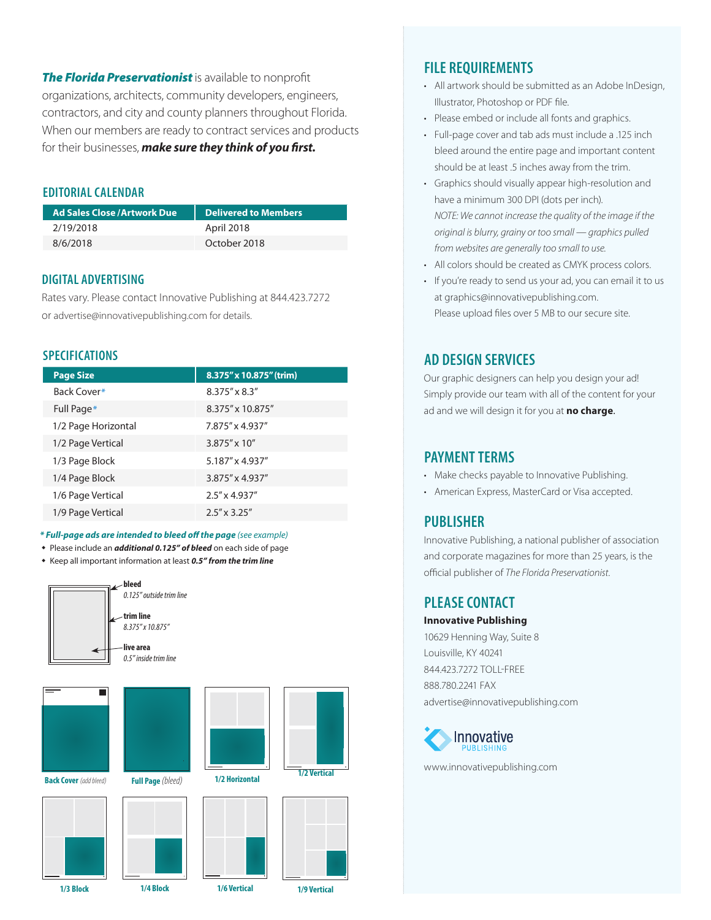***The Florida Preservationist*** is available to nonprofit organizations, architects, community developers, engineers, contractors, and city and county planners throughout Florida. When our members are ready to contract services and products for their businesses, ***make sure they think of you first.***

## EDITORIAL CALENDAR

| Ad Sales Close /Artwork Due | Delivered to Members |
|---|---|
| 2/19/2018 | April 2018 |
| 8/6/2018 | October 2018 |

## DIGITAL ADVERTISING

Rates vary. Please contact Innovative Publishing at 844.423.7272 or advertise@innovativepublishing.com for details.

## SPECIFICATIONS

| Page Size | 8.375" x 10.875" (trim) |
|---|---|
| Back Cover* | 8.375" x 8.3" |
| Full Page* | 8.375" x 10.875" |
| 1/2 Page Horizontal | 7.875" x 4.937" |
| 1/2 Page Vertical | 3.875" x 10" |
| 1/3 Page Block | 5.187" x 4.937" |
| 1/4 Page Block | 3.875" x 4.937" |
| 1/6 Page Vertical | 2.5" x 4.937" |
| 1/9 Page Vertical | 2.5" x 3.25" |

***\* Full-page ads are intended to bleed off the page** (see example)*

- Please include an ***additional 0.125" of bleed*** on each side of page
- Keep all important information at least ***0.5" from the trim line***

**bleed**
*0.125" outside trim line*

**trim line**
*8.375" x 10.875"*

**live area**
*0.5" inside trim line*

**Back Cover** *(add bleed)*
**Full Page** *(bleed)*
**1/2 Horizontal**
**1/2 Vertical**
**1/3 Block**
**1/4 Block**
**1/6 Vertical**
**1/9 Vertical**

## FILE REQUIREMENTS

- All artwork should be submitted as an Adobe InDesign, Illustrator, Photoshop or PDF file.
- Please embed or include all fonts and graphics.
- Full-page cover and tab ads must include a .125 inch bleed around the entire page and important content should be at least .5 inches away from the trim.
- Graphics should visually appear high-resolution and have a minimum 300 DPI (dots per inch).
  *NOTE: We cannot increase the quality of the image if the original is blurry, grainy or too small — graphics pulled from websites are generally too small to use.*
- All colors should be created as CMYK process colors.
- If you're ready to send us your ad, you can email it to us at graphics@innovativepublishing.com.
  Please upload files over 5 MB to our secure site.

## AD DESIGN SERVICES

Our graphic designers can help you design your ad! Simply provide our team with all of the content for your ad and we will design it for you at **no charge**.

## PAYMENT TERMS

- Make checks payable to Innovative Publishing.
- American Express, MasterCard or Visa accepted.

## PUBLISHER

Innovative Publishing, a national publisher of association and corporate magazines for more than 25 years, is the official publisher of *The Florida Preservationist.*

## PLEASE CONTACT

**Innovative Publishing**
10629 Henning Way, Suite 8
Louisville, KY 40241
844.423.7272 TOLL-FREE
888.780.2241 FAX
advertise@innovativepublishing.com

Innovative PUBLISHING

www.innovativepublishing.com